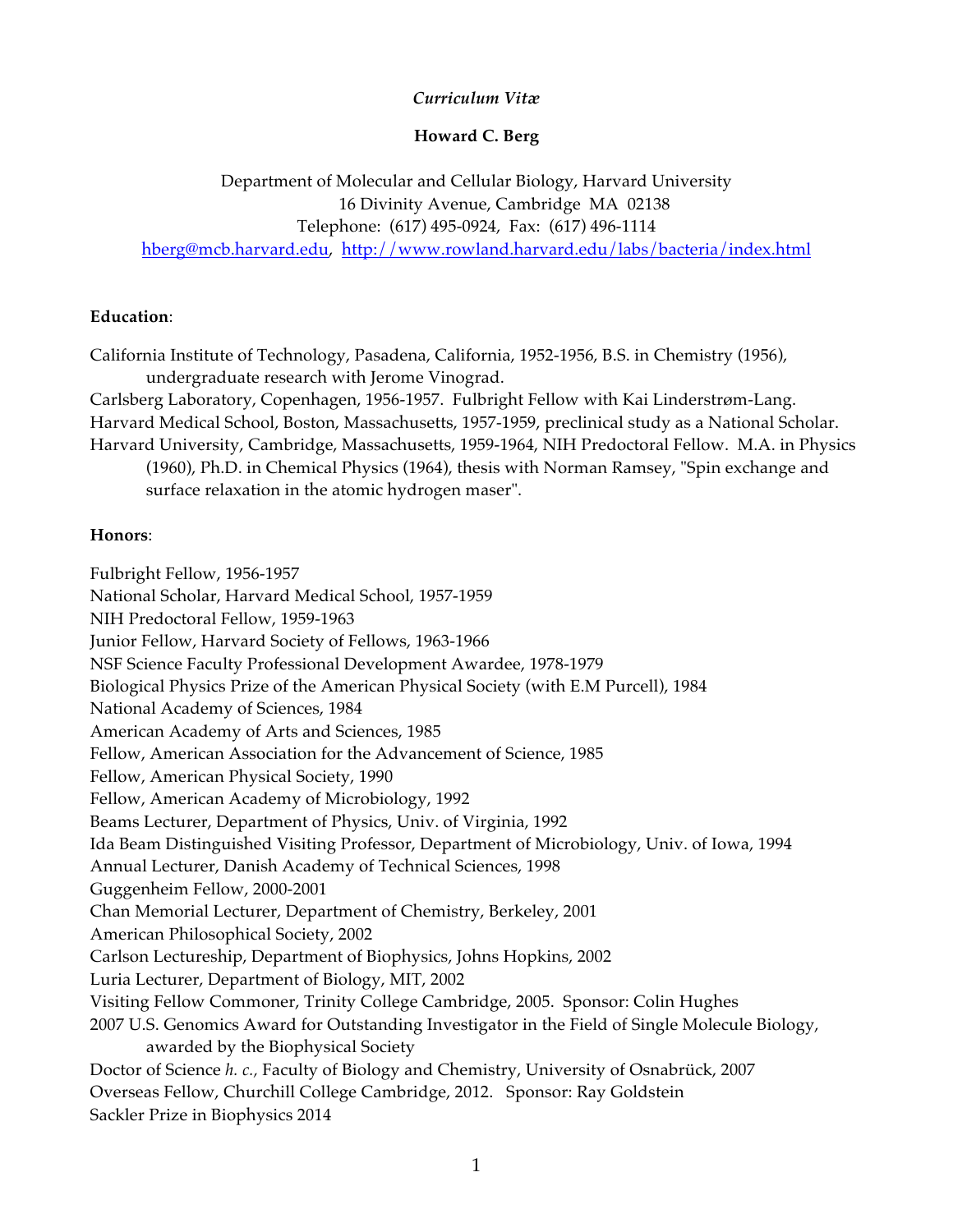*Curriculum Vitæ*

**Howard C. Berg**

Department of Molecular and Cellular Biology, Harvard University
16 Divinity Avenue, Cambridge MA 02138
Telephone: (617) 495-0924, Fax: (617) 496-1114
hberg@mcb.harvard.edu, http://www.rowland.harvard.edu/labs/bacteria/index.html

**Education**:

California Institute of Technology, Pasadena, California, 1952-1956, B.S. in Chemistry (1956), undergraduate research with Jerome Vinograd.
Carlsberg Laboratory, Copenhagen, 1956-1957. Fulbright Fellow with Kai Linderstrøm-Lang.
Harvard Medical School, Boston, Massachusetts, 1957-1959, preclinical study as a National Scholar.
Harvard University, Cambridge, Massachusetts, 1959-1964, NIH Predoctoral Fellow. M.A. in Physics (1960), Ph.D. in Chemical Physics (1964), thesis with Norman Ramsey, "Spin exchange and surface relaxation in the atomic hydrogen maser".

**Honors**:

Fulbright Fellow, 1956-1957
National Scholar, Harvard Medical School, 1957-1959
NIH Predoctoral Fellow, 1959-1963
Junior Fellow, Harvard Society of Fellows, 1963-1966
NSF Science Faculty Professional Development Awardee, 1978-1979
Biological Physics Prize of the American Physical Society (with E.M Purcell), 1984
National Academy of Sciences, 1984
American Academy of Arts and Sciences, 1985
Fellow, American Association for the Advancement of Science, 1985
Fellow, American Physical Society, 1990
Fellow, American Academy of Microbiology, 1992
Beams Lecturer, Department of Physics, Univ. of Virginia, 1992
Ida Beam Distinguished Visiting Professor, Department of Microbiology, Univ. of Iowa, 1994
Annual Lecturer, Danish Academy of Technical Sciences, 1998
Guggenheim Fellow, 2000-2001
Chan Memorial Lecturer, Department of Chemistry, Berkeley, 2001
American Philosophical Society, 2002
Carlson Lectureship, Department of Biophysics, Johns Hopkins, 2002
Luria Lecturer, Department of Biology, MIT, 2002
Visiting Fellow Commoner, Trinity College Cambridge, 2005. Sponsor: Colin Hughes
2007 U.S. Genomics Award for Outstanding Investigator in the Field of Single Molecule Biology, awarded by the Biophysical Society
Doctor of Science *h. c.*, Faculty of Biology and Chemistry, University of Osnabrück, 2007
Overseas Fellow, Churchill College Cambridge, 2012. Sponsor: Ray Goldstein
Sackler Prize in Biophysics 2014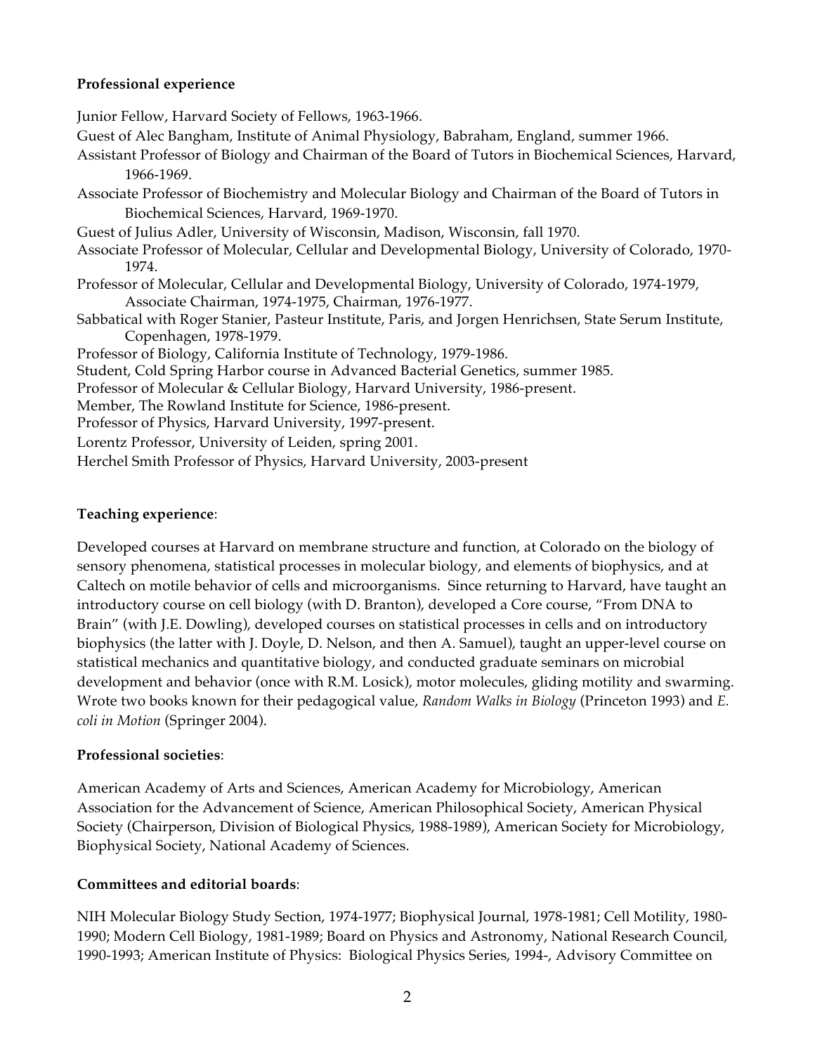**Professional experience**

Junior Fellow, Harvard Society of Fellows, 1963-1966.

Guest of Alec Bangham, Institute of Animal Physiology, Babraham, England, summer 1966.

Assistant Professor of Biology and Chairman of the Board of Tutors in Biochemical Sciences, Harvard, 1966-1969.

Associate Professor of Biochemistry and Molecular Biology and Chairman of the Board of Tutors in Biochemical Sciences, Harvard, 1969-1970.

Guest of Julius Adler, University of Wisconsin, Madison, Wisconsin, fall 1970.

Associate Professor of Molecular, Cellular and Developmental Biology, University of Colorado, 1970-1974.

Professor of Molecular, Cellular and Developmental Biology, University of Colorado, 1974-1979, Associate Chairman, 1974-1975, Chairman, 1976-1977.

Sabbatical with Roger Stanier, Pasteur Institute, Paris, and Jorgen Henrichsen, State Serum Institute, Copenhagen, 1978-1979.

Professor of Biology, California Institute of Technology, 1979-1986.

Student, Cold Spring Harbor course in Advanced Bacterial Genetics, summer 1985.

Professor of Molecular & Cellular Biology, Harvard University, 1986-present.

Member, The Rowland Institute for Science, 1986-present.

Professor of Physics, Harvard University, 1997-present.

Lorentz Professor, University of Leiden, spring 2001.

Herchel Smith Professor of Physics, Harvard University, 2003-present

**Teaching experience**:

Developed courses at Harvard on membrane structure and function, at Colorado on the biology of sensory phenomena, statistical processes in molecular biology, and elements of biophysics, and at Caltech on motile behavior of cells and microorganisms. Since returning to Harvard, have taught an introductory course on cell biology (with D. Branton), developed a Core course, "From DNA to Brain" (with J.E. Dowling), developed courses on statistical processes in cells and on introductory biophysics (the latter with J. Doyle, D. Nelson, and then A. Samuel), taught an upper-level course on statistical mechanics and quantitative biology, and conducted graduate seminars on microbial development and behavior (once with R.M. Losick), motor molecules, gliding motility and swarming. Wrote two books known for their pedagogical value, *Random Walks in Biology* (Princeton 1993) and *E. coli in Motion* (Springer 2004).

**Professional societies**:

American Academy of Arts and Sciences, American Academy for Microbiology, American Association for the Advancement of Science, American Philosophical Society, American Physical Society (Chairperson, Division of Biological Physics, 1988-1989), American Society for Microbiology, Biophysical Society, National Academy of Sciences.

**Committees and editorial boards**:

NIH Molecular Biology Study Section, 1974-1977; Biophysical Journal, 1978-1981; Cell Motility, 1980-1990; Modern Cell Biology, 1981-1989; Board on Physics and Astronomy, National Research Council, 1990-1993; American Institute of Physics: Biological Physics Series, 1994-, Advisory Committee on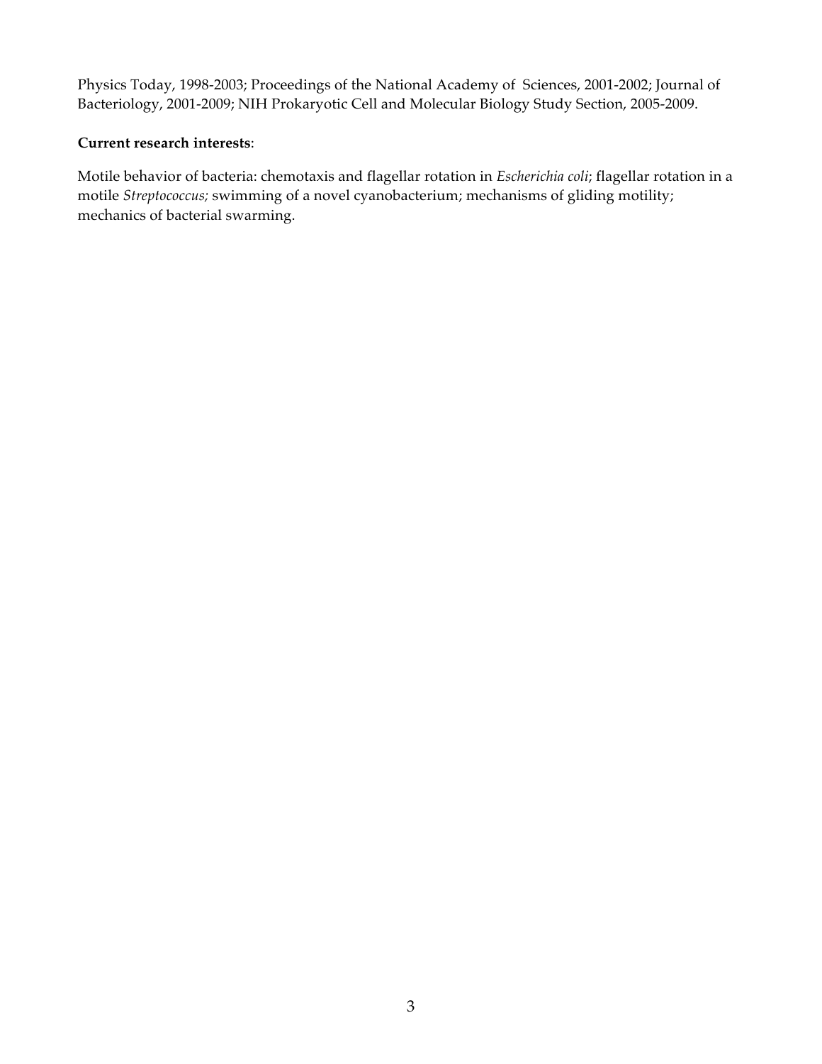Physics Today, 1998-2003; Proceedings of the National Academy of Sciences, 2001-2002; Journal of Bacteriology, 2001-2009; NIH Prokaryotic Cell and Molecular Biology Study Section, 2005-2009.

**Current research interests**:

Motile behavior of bacteria: chemotaxis and flagellar rotation in *Escherichia coli*; flagellar rotation in a motile *Streptococcus;* swimming of a novel cyanobacterium; mechanisms of gliding motility; mechanics of bacterial swarming.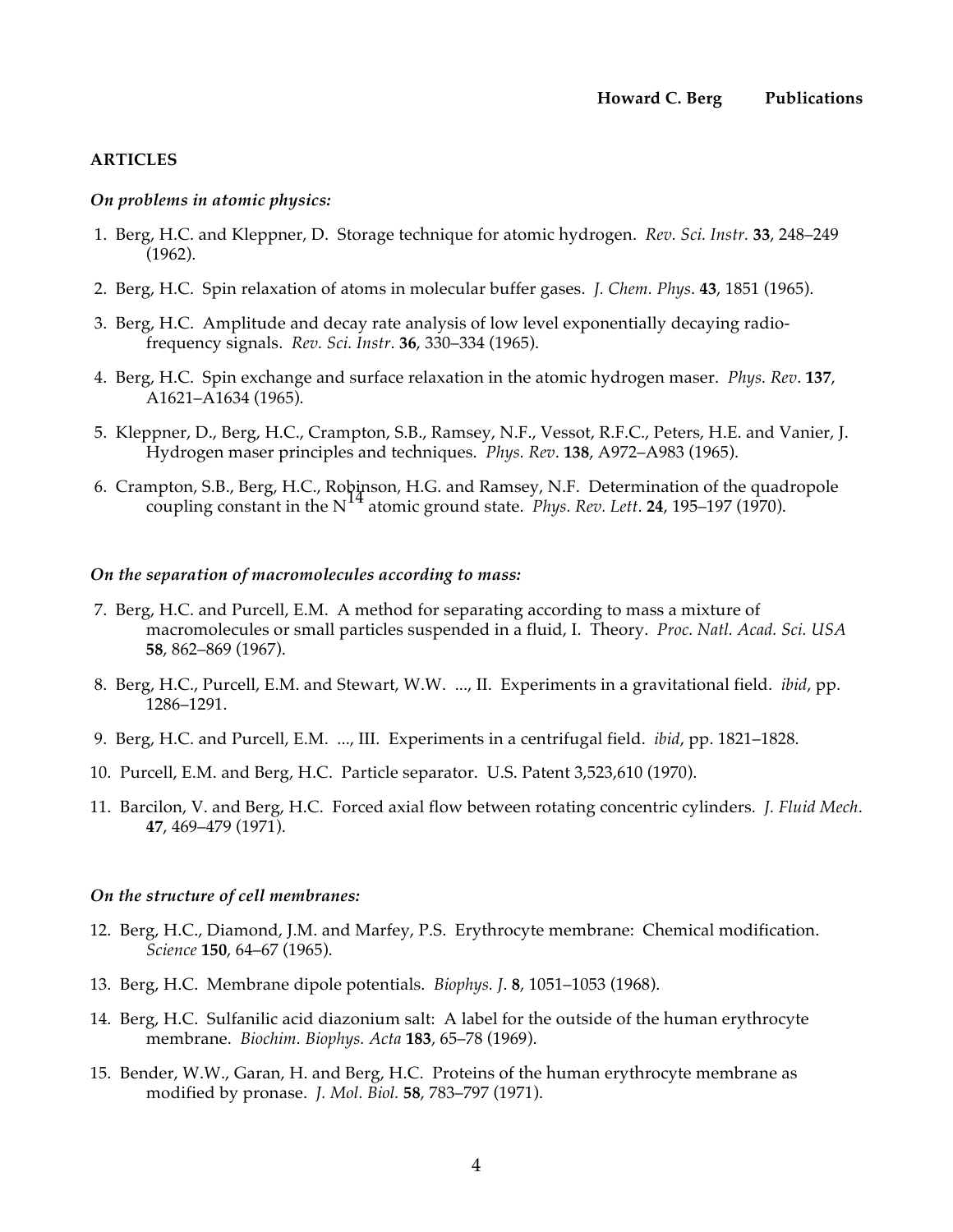## ARTICLES

### *On problems in atomic physics:*

1. Berg, H.C. and Kleppner, D. Storage technique for atomic hydrogen. *Rev. Sci. Instr.* **33**, 248–249 (1962).

2. Berg, H.C. Spin relaxation of atoms in molecular buffer gases. *J. Chem. Phys*. **43**, 1851 (1965).

3. Berg, H.C. Amplitude and decay rate analysis of low level exponentially decaying radio-frequency signals. *Rev. Sci. Instr*. **36**, 330–334 (1965).

4. Berg, H.C. Spin exchange and surface relaxation in the atomic hydrogen maser. *Phys. Rev*. **137**, A1621–A1634 (1965).

5. Kleppner, D., Berg, H.C., Crampton, S.B., Ramsey, N.F., Vessot, R.F.C., Peters, H.E. and Vanier, J. Hydrogen maser principles and techniques. *Phys. Rev*. **138**, A972–A983 (1965).

6. Crampton, S.B., Berg, H.C., Robinson, H.G. and Ramsey, N.F. Determination of the quadropole coupling constant in the $N^{14}$ atomic ground state. *Phys. Rev. Lett*. **24**, 195–197 (1970).

### *On the separation of macromolecules according to mass:*

7. Berg, H.C. and Purcell, E.M. A method for separating according to mass a mixture of macromolecules or small particles suspended in a fluid, I. Theory. *Proc. Natl. Acad. Sci. USA* **58**, 862–869 (1967).

8. Berg, H.C., Purcell, E.M. and Stewart, W.W. ..., II. Experiments in a gravitational field. *ibid*, pp. 1286–1291.

9. Berg, H.C. and Purcell, E.M. ..., III. Experiments in a centrifugal field. *ibid*, pp. 1821–1828.

10. Purcell, E.M. and Berg, H.C. Particle separator. U.S. Patent 3,523,610 (1970).

11. Barcilon, V. and Berg, H.C. Forced axial flow between rotating concentric cylinders. *J. Fluid Mech*. **47**, 469–479 (1971).

### *On the structure of cell membranes:*

12. Berg, H.C., Diamond, J.M. and Marfey, P.S. Erythrocyte membrane: Chemical modification. *Science* **150**, 64–67 (1965).

13. Berg, H.C. Membrane dipole potentials. *Biophys. J*. **8**, 1051–1053 (1968).

14. Berg, H.C. Sulfanilic acid diazonium salt: A label for the outside of the human erythrocyte membrane. *Biochim. Biophys. Acta* **183**, 65–78 (1969).

15. Bender, W.W., Garan, H. and Berg, H.C. Proteins of the human erythrocyte membrane as modified by pronase. *J. Mol. Biol.* **58**, 783–797 (1971).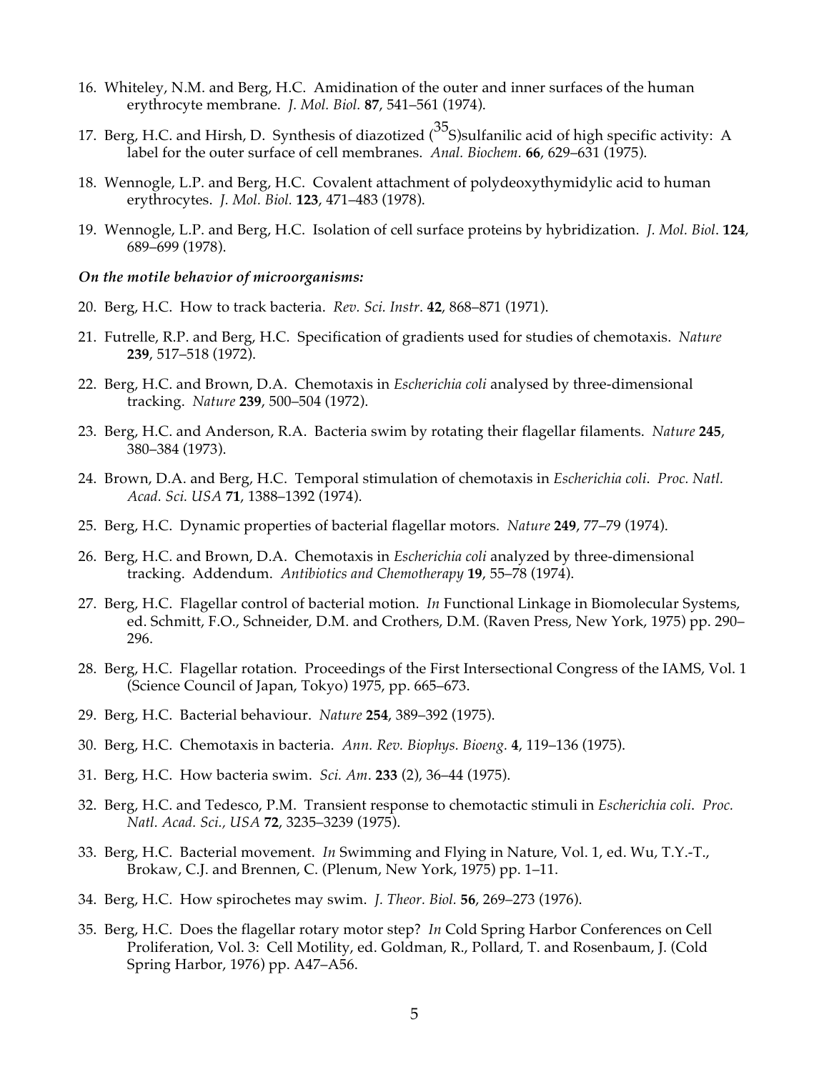16. Whiteley, N.M. and Berg, H.C. Amidination of the outer and inner surfaces of the human erythrocyte membrane. *J. Mol. Biol.* **87**, 541–561 (1974).

17. Berg, H.C. and Hirsh, D. Synthesis of diazotized ($^{35}$S)sulfanilic acid of high specific activity: A label for the outer surface of cell membranes. *Anal. Biochem.* **66**, 629–631 (1975).

18. Wennogle, L.P. and Berg, H.C. Covalent attachment of polydeoxythymidylic acid to human erythrocytes. *J. Mol. Biol.* **123**, 471–483 (1978).

19. Wennogle, L.P. and Berg, H.C. Isolation of cell surface proteins by hybridization. *J. Mol. Biol*. **124**, 689–699 (1978).

***On the motile behavior of microorganisms:***

20. Berg, H.C. How to track bacteria. *Rev. Sci. Instr*. **42**, 868–871 (1971).

21. Futrelle, R.P. and Berg, H.C. Specification of gradients used for studies of chemotaxis. *Nature* **239**, 517–518 (1972).

22. Berg, H.C. and Brown, D.A. Chemotaxis in *Escherichia coli* analysed by three-dimensional tracking. *Nature* **239**, 500–504 (1972).

23. Berg, H.C. and Anderson, R.A. Bacteria swim by rotating their flagellar filaments. *Nature* **245**, 380–384 (1973).

24. Brown, D.A. and Berg, H.C. Temporal stimulation of chemotaxis in *Escherichia coli*. *Proc. Natl. Acad. Sci. USA* **71**, 1388–1392 (1974).

25. Berg, H.C. Dynamic properties of bacterial flagellar motors. *Nature* **249**, 77–79 (1974).

26. Berg, H.C. and Brown, D.A. Chemotaxis in *Escherichia coli* analyzed by three-dimensional tracking. Addendum. *Antibiotics and Chemotherapy* **19**, 55–78 (1974).

27. Berg, H.C. Flagellar control of bacterial motion. *In* Functional Linkage in Biomolecular Systems, ed. Schmitt, F.O., Schneider, D.M. and Crothers, D.M. (Raven Press, New York, 1975) pp. 290–296.

28. Berg, H.C. Flagellar rotation. Proceedings of the First Intersectional Congress of the IAMS, Vol. 1 (Science Council of Japan, Tokyo) 1975, pp. 665–673.

29. Berg, H.C. Bacterial behaviour. *Nature* **254**, 389–392 (1975).

30. Berg, H.C. Chemotaxis in bacteria. *Ann. Rev. Biophys. Bioeng.* **4**, 119–136 (1975).

31. Berg, H.C. How bacteria swim. *Sci. Am*. **233** (2), 36–44 (1975).

32. Berg, H.C. and Tedesco, P.M. Transient response to chemotactic stimuli in *Escherichia coli*. *Proc. Natl. Acad. Sci., USA* **72**, 3235–3239 (1975).

33. Berg, H.C. Bacterial movement. *In* Swimming and Flying in Nature, Vol. 1, ed. Wu, T.Y.-T., Brokaw, C.J. and Brennen, C. (Plenum, New York, 1975) pp. 1–11.

34. Berg, H.C. How spirochetes may swim. *J. Theor. Biol.* **56**, 269–273 (1976).

35. Berg, H.C. Does the flagellar rotary motor step? *In* Cold Spring Harbor Conferences on Cell Proliferation, Vol. 3: Cell Motility, ed. Goldman, R., Pollard, T. and Rosenbaum, J. (Cold Spring Harbor, 1976) pp. A47–A56.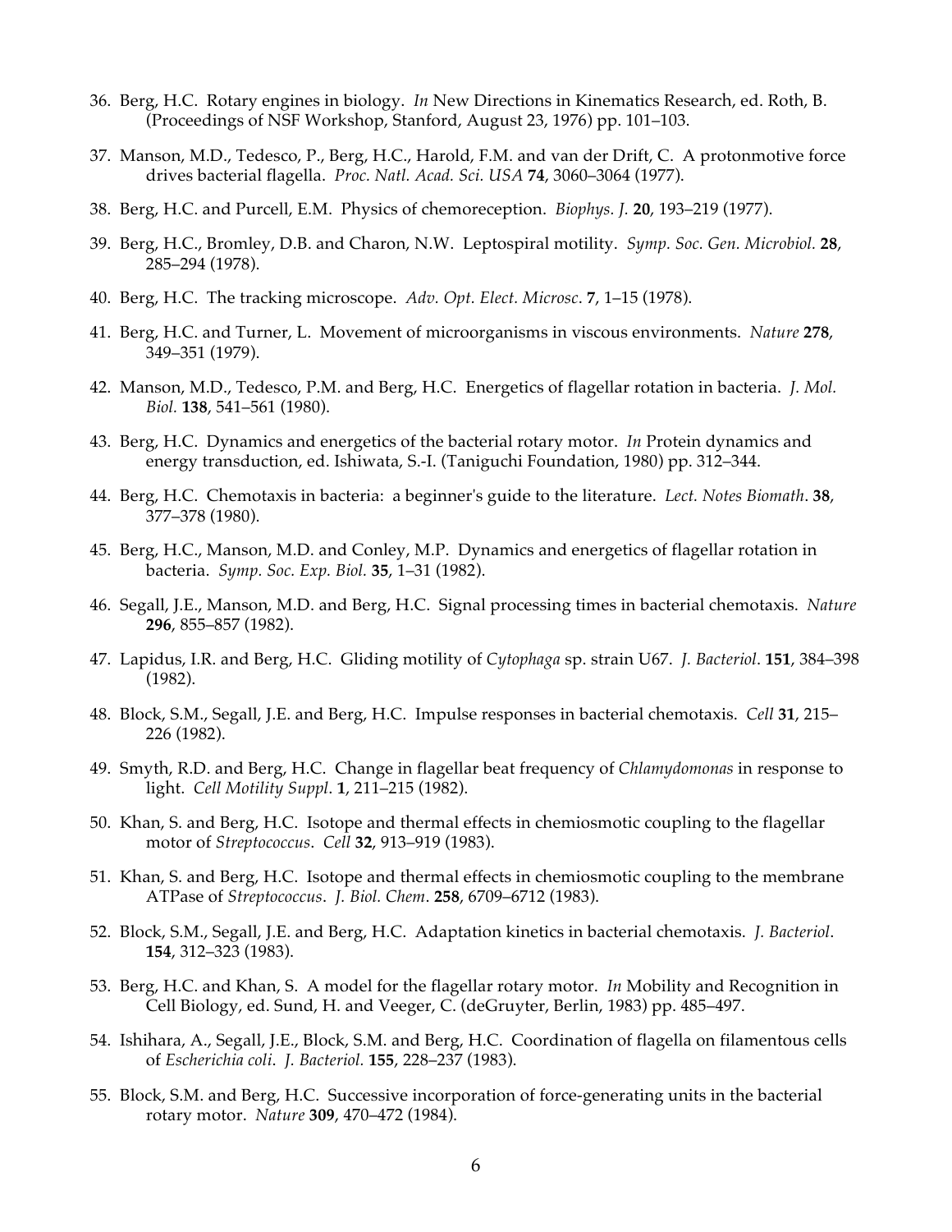36. Berg, H.C. Rotary engines in biology. *In* New Directions in Kinematics Research, ed. Roth, B. (Proceedings of NSF Workshop, Stanford, August 23, 1976) pp. 101–103.

37. Manson, M.D., Tedesco, P., Berg, H.C., Harold, F.M. and van der Drift, C. A protonmotive force drives bacterial flagella. *Proc. Natl. Acad. Sci. USA* **74**, 3060–3064 (1977).

38. Berg, H.C. and Purcell, E.M. Physics of chemoreception. *Biophys. J.* **20**, 193–219 (1977).

39. Berg, H.C., Bromley, D.B. and Charon, N.W. Leptospiral motility. *Symp. Soc. Gen. Microbiol.* **28**, 285–294 (1978).

40. Berg, H.C. The tracking microscope. *Adv. Opt. Elect. Microsc*. **7**, 1–15 (1978).

41. Berg, H.C. and Turner, L. Movement of microorganisms in viscous environments. *Nature* **278**, 349–351 (1979).

42. Manson, M.D., Tedesco, P.M. and Berg, H.C. Energetics of flagellar rotation in bacteria. *J. Mol. Biol.* **138**, 541–561 (1980).

43. Berg, H.C. Dynamics and energetics of the bacterial rotary motor. *In* Protein dynamics and energy transduction, ed. Ishiwata, S.-I. (Taniguchi Foundation, 1980) pp. 312–344.

44. Berg, H.C. Chemotaxis in bacteria: a beginner's guide to the literature. *Lect. Notes Biomath*. **38**, 377–378 (1980).

45. Berg, H.C., Manson, M.D. and Conley, M.P. Dynamics and energetics of flagellar rotation in bacteria. *Symp. Soc. Exp. Biol.* **35**, 1–31 (1982).

46. Segall, J.E., Manson, M.D. and Berg, H.C. Signal processing times in bacterial chemotaxis. *Nature* **296**, 855–857 (1982).

47. Lapidus, I.R. and Berg, H.C. Gliding motility of *Cytophaga* sp. strain U67. *J. Bacteriol*. **151**, 384–398 (1982).

48. Block, S.M., Segall, J.E. and Berg, H.C. Impulse responses in bacterial chemotaxis. *Cell* **31**, 215–226 (1982).

49. Smyth, R.D. and Berg, H.C. Change in flagellar beat frequency of *Chlamydomonas* in response to light. *Cell Motility Suppl*. **1**, 211–215 (1982).

50. Khan, S. and Berg, H.C. Isotope and thermal effects in chemiosmotic coupling to the flagellar motor of *Streptococcus*. *Cell* **32**, 913–919 (1983).

51. Khan, S. and Berg, H.C. Isotope and thermal effects in chemiosmotic coupling to the membrane ATPase of *Streptococcus*. *J. Biol. Chem*. **258**, 6709–6712 (1983).

52. Block, S.M., Segall, J.E. and Berg, H.C. Adaptation kinetics in bacterial chemotaxis. *J. Bacteriol*. **154**, 312–323 (1983).

53. Berg, H.C. and Khan, S. A model for the flagellar rotary motor. *In* Mobility and Recognition in Cell Biology, ed. Sund, H. and Veeger, C. (deGruyter, Berlin, 1983) pp. 485–497.

54. Ishihara, A., Segall, J.E., Block, S.M. and Berg, H.C. Coordination of flagella on filamentous cells of *Escherichia coli*. *J. Bacteriol.* **155**, 228–237 (1983).

55. Block, S.M. and Berg, H.C. Successive incorporation of force-generating units in the bacterial rotary motor. *Nature* **309**, 470–472 (1984).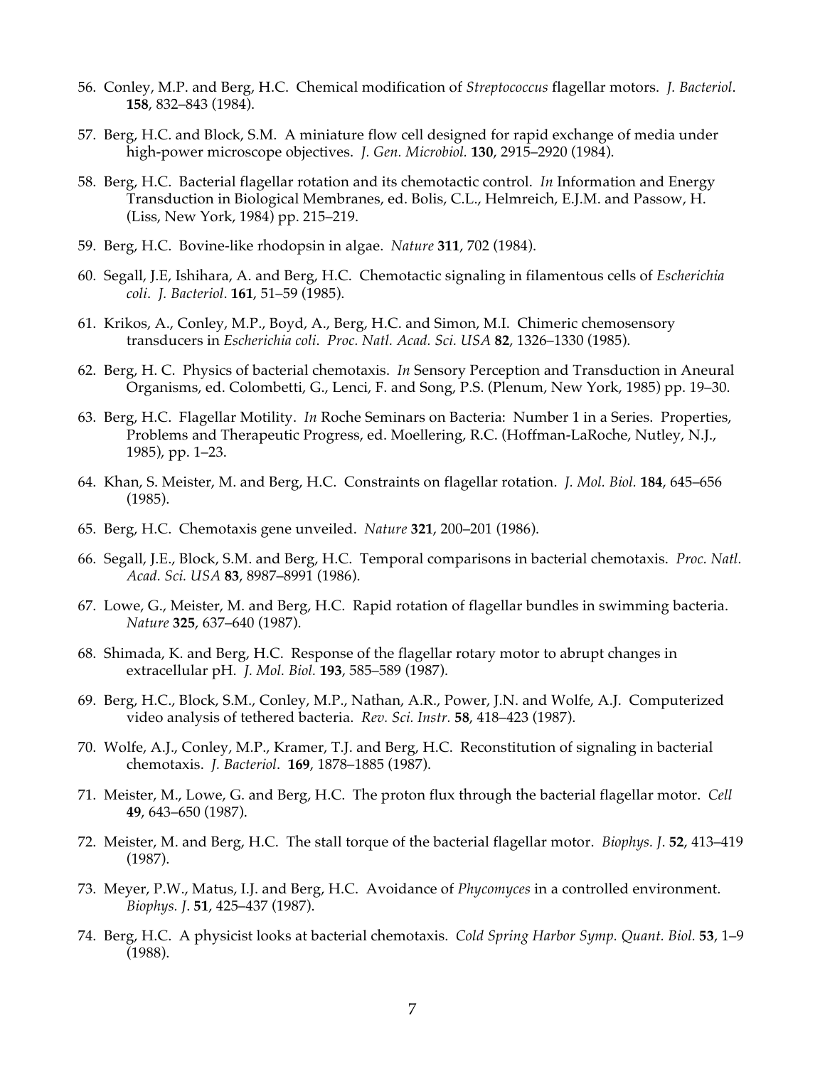56. Conley, M.P. and Berg, H.C. Chemical modification of *Streptococcus* flagellar motors. *J. Bacteriol*. **158**, 832–843 (1984).

57. Berg, H.C. and Block, S.M. A miniature flow cell designed for rapid exchange of media under high-power microscope objectives. *J. Gen. Microbiol.* **130**, 2915–2920 (1984).

58. Berg, H.C. Bacterial flagellar rotation and its chemotactic control. *In* Information and Energy Transduction in Biological Membranes, ed. Bolis, C.L., Helmreich, E.J.M. and Passow, H. (Liss, New York, 1984) pp. 215–219.

59. Berg, H.C. Bovine-like rhodopsin in algae. *Nature* **311**, 702 (1984).

60. Segall, J.E, Ishihara, A. and Berg, H.C. Chemotactic signaling in filamentous cells of *Escherichia coli*. *J. Bacteriol*. **161**, 51–59 (1985).

61. Krikos, A., Conley, M.P., Boyd, A., Berg, H.C. and Simon, M.I. Chimeric chemosensory transducers in *Escherichia coli*. *Proc. Natl. Acad. Sci. USA* **82**, 1326–1330 (1985).

62. Berg, H. C. Physics of bacterial chemotaxis. *In* Sensory Perception and Transduction in Aneural Organisms, ed. Colombetti, G., Lenci, F. and Song, P.S. (Plenum, New York, 1985) pp. 19–30.

63. Berg, H.C. Flagellar Motility. *In* Roche Seminars on Bacteria: Number 1 in a Series. Properties, Problems and Therapeutic Progress, ed. Moellering, R.C. (Hoffman-LaRoche, Nutley, N.J., 1985), pp. 1–23.

64. Khan, S. Meister, M. and Berg, H.C. Constraints on flagellar rotation. *J. Mol. Biol.* **184**, 645–656 (1985).

65. Berg, H.C. Chemotaxis gene unveiled. *Nature* **321**, 200–201 (1986).

66. Segall, J.E., Block, S.M. and Berg, H.C. Temporal comparisons in bacterial chemotaxis. *Proc. Natl. Acad. Sci. USA* **83**, 8987–8991 (1986).

67. Lowe, G., Meister, M. and Berg, H.C. Rapid rotation of flagellar bundles in swimming bacteria. *Nature* **325**, 637–640 (1987).

68. Shimada, K. and Berg, H.C. Response of the flagellar rotary motor to abrupt changes in extracellular pH. *J. Mol. Biol.* **193**, 585–589 (1987).

69. Berg, H.C., Block, S.M., Conley, M.P., Nathan, A.R., Power, J.N. and Wolfe, A.J. Computerized video analysis of tethered bacteria. *Rev. Sci. Instr.* **58**, 418–423 (1987).

70. Wolfe, A.J., Conley, M.P., Kramer, T.J. and Berg, H.C. Reconstitution of signaling in bacterial chemotaxis. *J. Bacteriol*. **169**, 1878–1885 (1987).

71. Meister, M., Lowe, G. and Berg, H.C. The proton flux through the bacterial flagellar motor. *Cell* **49**, 643–650 (1987).

72. Meister, M. and Berg, H.C. The stall torque of the bacterial flagellar motor. *Biophys. J*. **52**, 413–419 (1987).

73. Meyer, P.W., Matus, I.J. and Berg, H.C. Avoidance of *Phycomyces* in a controlled environment. *Biophys. J*. **51**, 425–437 (1987).

74. Berg, H.C. A physicist looks at bacterial chemotaxis. *Cold Spring Harbor Symp. Quant. Biol.* **53**, 1–9 (1988).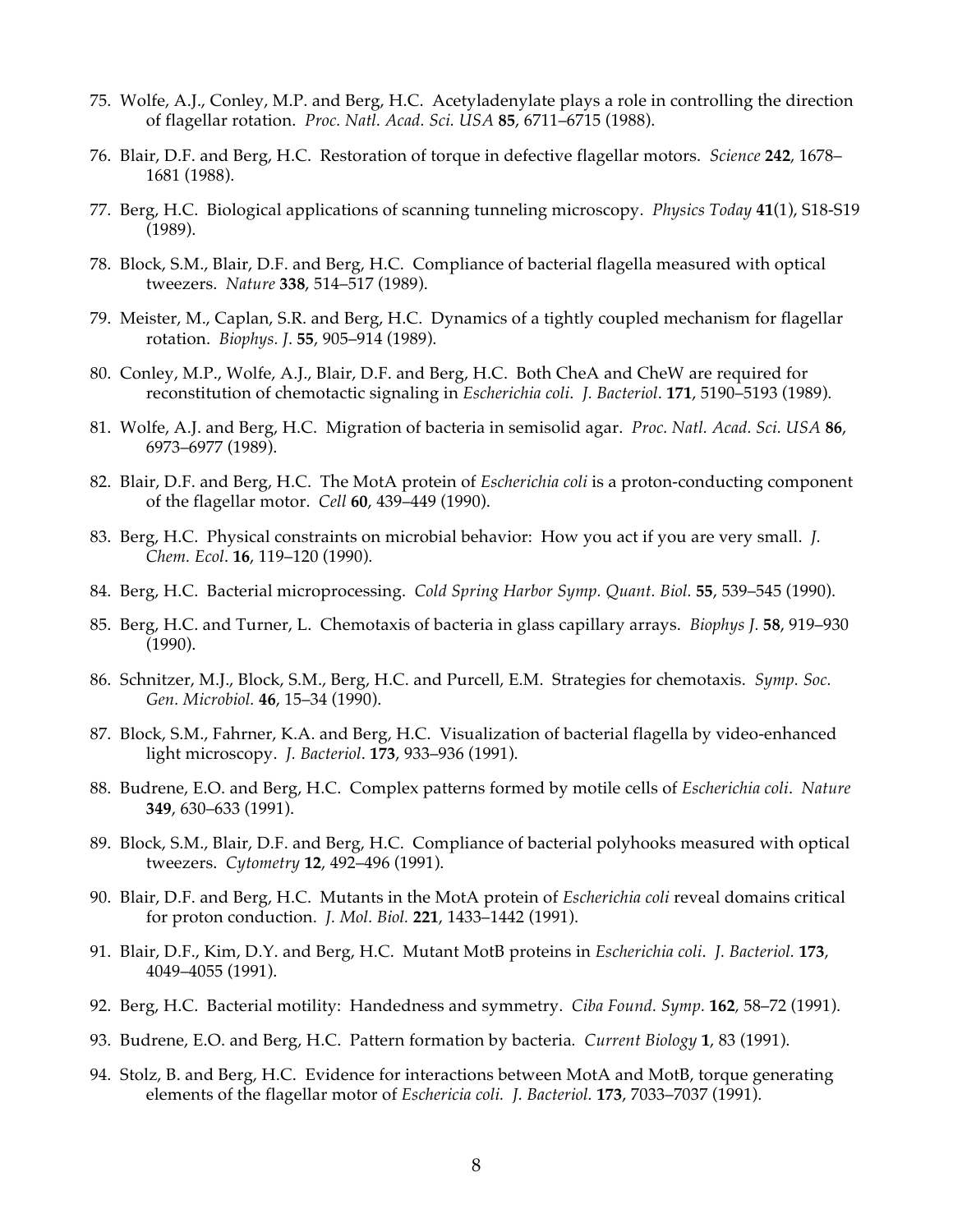75. Wolfe, A.J., Conley, M.P. and Berg, H.C. Acetyladenylate plays a role in controlling the direction of flagellar rotation. *Proc. Natl. Acad. Sci. USA* **85**, 6711–6715 (1988).

76. Blair, D.F. and Berg, H.C. Restoration of torque in defective flagellar motors. *Science* **242**, 1678–1681 (1988).

77. Berg, H.C. Biological applications of scanning tunneling microscopy. *Physics Today* **41**(1), S18-S19 (1989).

78. Block, S.M., Blair, D.F. and Berg, H.C. Compliance of bacterial flagella measured with optical tweezers. *Nature* **338**, 514–517 (1989).

79. Meister, M., Caplan, S.R. and Berg, H.C. Dynamics of a tightly coupled mechanism for flagellar rotation. *Biophys. J.* **55**, 905–914 (1989).

80. Conley, M.P., Wolfe, A.J., Blair, D.F. and Berg, H.C. Both CheA and CheW are required for reconstitution of chemotactic signaling in *Escherichia coli*. *J. Bacteriol*. **171**, 5190–5193 (1989).

81. Wolfe, A.J. and Berg, H.C. Migration of bacteria in semisolid agar. *Proc. Natl. Acad. Sci. USA* **86**, 6973–6977 (1989).

82. Blair, D.F. and Berg, H.C. The MotA protein of *Escherichia coli* is a proton-conducting component of the flagellar motor. *Cell* **60**, 439–449 (1990).

83. Berg, H.C. Physical constraints on microbial behavior: How you act if you are very small. *J. Chem. Ecol*. **16**, 119–120 (1990).

84. Berg, H.C. Bacterial microprocessing. *Cold Spring Harbor Symp. Quant. Biol.* **55**, 539–545 (1990).

85. Berg, H.C. and Turner, L. Chemotaxis of bacteria in glass capillary arrays. *Biophys J.* **58**, 919–930 (1990).

86. Schnitzer, M.J., Block, S.M., Berg, H.C. and Purcell, E.M. Strategies for chemotaxis. *Symp. Soc. Gen. Microbiol.* **46**, 15–34 (1990).

87. Block, S.M., Fahrner, K.A. and Berg, H.C. Visualization of bacterial flagella by video-enhanced light microscopy. *J. Bacteriol*. **173**, 933–936 (1991).

88. Budrene, E.O. and Berg, H.C. Complex patterns formed by motile cells of *Escherichia coli*. *Nature* **349**, 630–633 (1991).

89. Block, S.M., Blair, D.F. and Berg, H.C. Compliance of bacterial polyhooks measured with optical tweezers. *Cytometry* **12**, 492–496 (1991).

90. Blair, D.F. and Berg, H.C. Mutants in the MotA protein of *Escherichia coli* reveal domains critical for proton conduction. *J. Mol. Biol.* **221**, 1433–1442 (1991).

91. Blair, D.F., Kim, D.Y. and Berg, H.C. Mutant MotB proteins in *Escherichia coli*. *J. Bacteriol.* **173**, 4049–4055 (1991).

92. Berg, H.C. Bacterial motility: Handedness and symmetry. *Ciba Found. Symp.* **162**, 58–72 (1991).

93. Budrene, E.O. and Berg, H.C. Pattern formation by bacteria. *Current Biology* **1**, 83 (1991).

94. Stolz, B. and Berg, H.C. Evidence for interactions between MotA and MotB, torque generating elements of the flagellar motor of *Eschericia coli. J. Bacteriol.* **173**, 7033–7037 (1991).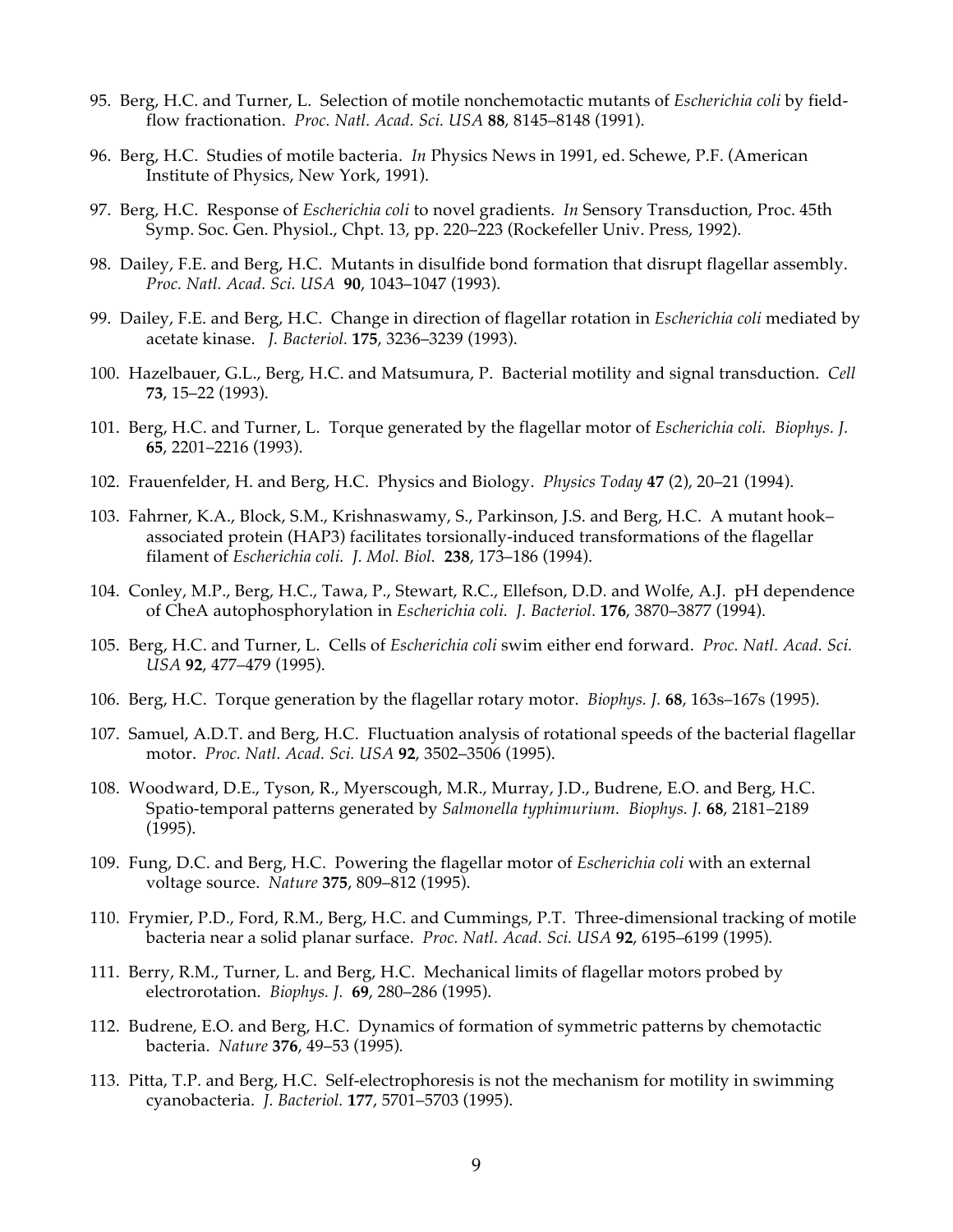95. Berg, H.C. and Turner, L. Selection of motile nonchemotactic mutants of *Escherichia coli* by field-flow fractionation. *Proc. Natl. Acad. Sci. USA* **88**, 8145–8148 (1991).

96. Berg, H.C. Studies of motile bacteria. *In* Physics News in 1991, ed. Schewe, P.F. (American Institute of Physics, New York, 1991).

97. Berg, H.C. Response of *Escherichia coli* to novel gradients. *In* Sensory Transduction, Proc. 45th Symp. Soc. Gen. Physiol., Chpt. 13, pp. 220–223 (Rockefeller Univ. Press, 1992).

98. Dailey, F.E. and Berg, H.C. Mutants in disulfide bond formation that disrupt flagellar assembly. *Proc. Natl. Acad. Sci. USA* **90**, 1043–1047 (1993).

99. Dailey, F.E. and Berg, H.C. Change in direction of flagellar rotation in *Escherichia coli* mediated by acetate kinase. *J. Bacteriol.* **175**, 3236–3239 (1993).

100. Hazelbauer, G.L., Berg, H.C. and Matsumura, P. Bacterial motility and signal transduction. *Cell* **73**, 15–22 (1993).

101. Berg, H.C. and Turner, L. Torque generated by the flagellar motor of *Escherichia coli. Biophys. J.* **65**, 2201–2216 (1993).

102. Frauenfelder, H. and Berg, H.C. Physics and Biology. *Physics Today* **47** (2), 20–21 (1994).

103. Fahrner, K.A., Block, S.M., Krishnaswamy, S., Parkinson, J.S. and Berg, H.C. A mutant hook–associated protein (HAP3) facilitates torsionally-induced transformations of the flagellar filament of *Escherichia coli. J. Mol. Biol.* **238**, 173–186 (1994).

104. Conley, M.P., Berg, H.C., Tawa, P., Stewart, R.C., Ellefson, D.D. and Wolfe, A.J. pH dependence of CheA autophosphorylation in *Escherichia coli. J. Bacteriol.* **176**, 3870–3877 (1994).

105. Berg, H.C. and Turner, L. Cells of *Escherichia coli* swim either end forward. *Proc. Natl. Acad. Sci. USA* **92**, 477–479 (1995).

106. Berg, H.C. Torque generation by the flagellar rotary motor. *Biophys. J.* **68**, 163s–167s (1995).

107. Samuel, A.D.T. and Berg, H.C. Fluctuation analysis of rotational speeds of the bacterial flagellar motor. *Proc. Natl. Acad. Sci. USA* **92**, 3502–3506 (1995).

108. Woodward, D.E., Tyson, R., Myerscough, M.R., Murray, J.D., Budrene, E.O. and Berg, H.C. Spatio-temporal patterns generated by *Salmonella typhimurium. Biophys. J.* **68**, 2181–2189 (1995).

109. Fung, D.C. and Berg, H.C. Powering the flagellar motor of *Escherichia coli* with an external voltage source. *Nature* **375**, 809–812 (1995).

110. Frymier, P.D., Ford, R.M., Berg, H.C. and Cummings, P.T. Three-dimensional tracking of motile bacteria near a solid planar surface. *Proc. Natl. Acad. Sci. USA* **92**, 6195–6199 (1995).

111. Berry, R.M., Turner, L. and Berg, H.C. Mechanical limits of flagellar motors probed by electrorotation. *Biophys. J.* **69**, 280–286 (1995).

112. Budrene, E.O. and Berg, H.C. Dynamics of formation of symmetric patterns by chemotactic bacteria. *Nature* **376**, 49–53 (1995).

113. Pitta, T.P. and Berg, H.C. Self-electrophoresis is not the mechanism for motility in swimming cyanobacteria. *J. Bacteriol.* **177**, 5701–5703 (1995).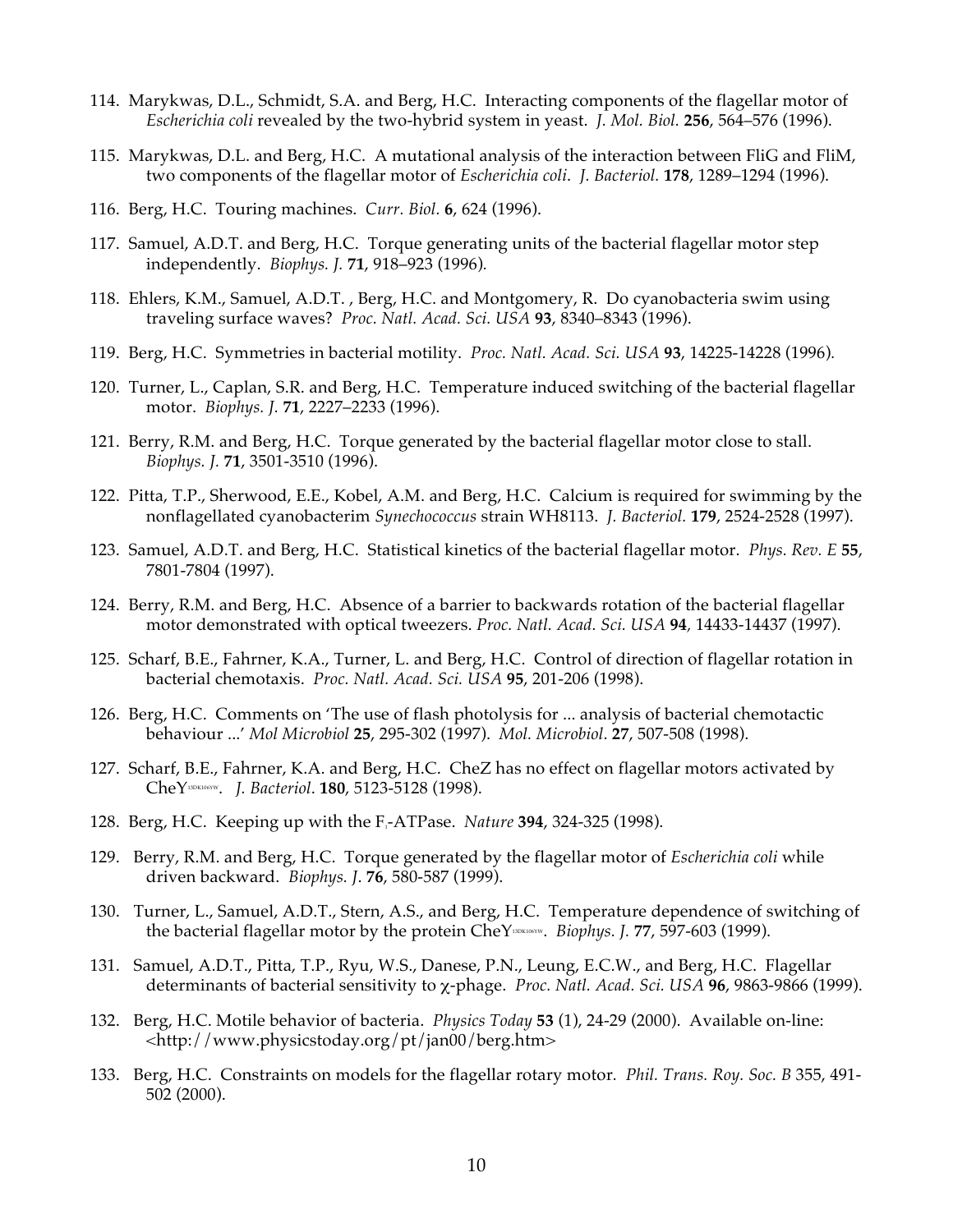114. Marykwas, D.L., Schmidt, S.A. and Berg, H.C. Interacting components of the flagellar motor of *Escherichia coli* revealed by the two-hybrid system in yeast. *J. Mol. Biol.* **256**, 564–576 (1996).

115. Marykwas, D.L. and Berg, H.C. A mutational analysis of the interaction between FliG and FliM, two components of the flagellar motor of *Escherichia coli*. *J. Bacteriol.* **178**, 1289–1294 (1996).

116. Berg, H.C. Touring machines. *Curr. Biol.* **6**, 624 (1996).

117. Samuel, A.D.T. and Berg, H.C. Torque generating units of the bacterial flagellar motor step independently. *Biophys. J.* **71**, 918–923 (1996).

118. Ehlers, K.M., Samuel, A.D.T. , Berg, H.C. and Montgomery, R. Do cyanobacteria swim using traveling surface waves? *Proc. Natl. Acad. Sci. USA* **93**, 8340–8343 (1996).

119. Berg, H.C. Symmetries in bacterial motility. *Proc. Natl. Acad. Sci. USA* **93**, 14225-14228 (1996).

120. Turner, L., Caplan, S.R. and Berg, H.C. Temperature induced switching of the bacterial flagellar motor. *Biophys. J.* **71**, 2227–2233 (1996).

121. Berry, R.M. and Berg, H.C. Torque generated by the bacterial flagellar motor close to stall. *Biophys. J.* **71**, 3501-3510 (1996).

122. Pitta, T.P., Sherwood, E.E., Kobel, A.M. and Berg, H.C. Calcium is required for swimming by the nonflagellated cyanobacterim *Synechococcus* strain WH8113. *J. Bacteriol.* **179**, 2524-2528 (1997).

123. Samuel, A.D.T. and Berg, H.C. Statistical kinetics of the bacterial flagellar motor. *Phys. Rev. E* **55**, 7801-7804 (1997).

124. Berry, R.M. and Berg, H.C. Absence of a barrier to backwards rotation of the bacterial flagellar motor demonstrated with optical tweezers. *Proc. Natl. Acad. Sci. USA* **94**, 14433-14437 (1997).

125. Scharf, B.E., Fahrner, K.A., Turner, L. and Berg, H.C. Control of direction of flagellar rotation in bacterial chemotaxis. *Proc. Natl. Acad. Sci. USA* **95**, 201-206 (1998).

126. Berg, H.C. Comments on 'The use of flash photolysis for ... analysis of bacterial chemotactic behaviour ...' *Mol Microbiol* **25**, 295-302 (1997). *Mol. Microbiol*. **27**, 507-508 (1998).

127. Scharf, B.E., Fahrner, K.A. and Berg, H.C. CheZ has no effect on flagellar motors activated by $CheY^{13DK106YW}$. *J. Bacteriol*. **180**, 5123-5128 (1998).

128. Berg, H.C. Keeping up with the $F_1$-ATPase. *Nature* **394**, 324-325 (1998).

129. Berry, R.M. and Berg, H.C. Torque generated by the flagellar motor of *Escherichia coli* while driven backward. *Biophys. J*. **76**, 580-587 (1999).

130. Turner, L., Samuel, A.D.T., Stern, A.S., and Berg, H.C. Temperature dependence of switching of the bacterial flagellar motor by the protein $CheY^{13DK106YW}$. *Biophys. J.* **77**, 597-603 (1999).

131. Samuel, A.D.T., Pitta, T.P., Ryu, W.S., Danese, P.N., Leung, E.C.W., and Berg, H.C. Flagellar determinants of bacterial sensitivity to χ-phage. *Proc. Natl. Acad. Sci. USA* **96**, 9863-9866 (1999).

132. Berg, H.C. Motile behavior of bacteria. *Physics Today* **53** (1), 24-29 (2000). Available on-line: <http://www.physicstoday.org/pt/jan00/berg.htm>

133. Berg, H.C. Constraints on models for the flagellar rotary motor. *Phil. Trans. Roy. Soc. B* 355, 491-502 (2000).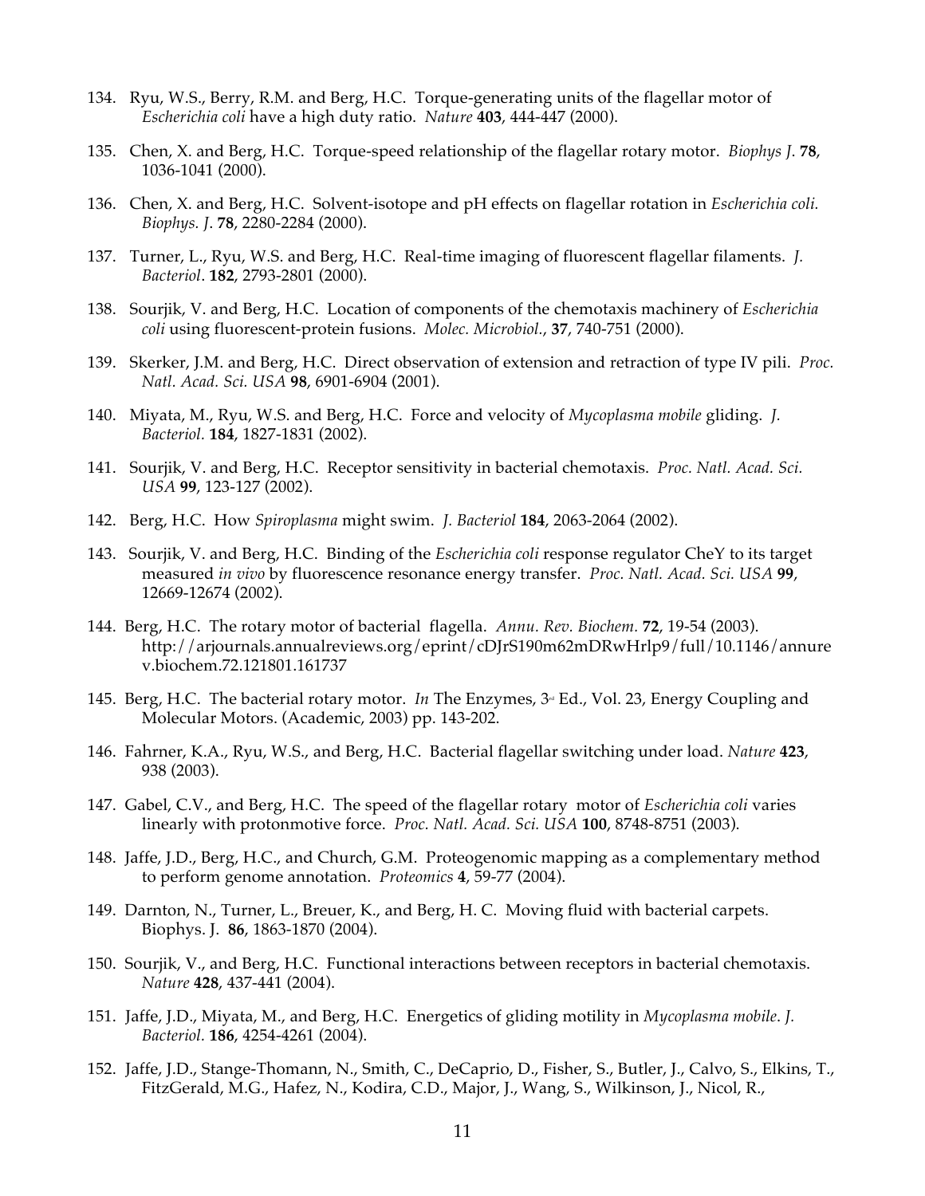134. Ryu, W.S., Berry, R.M. and Berg, H.C. Torque-generating units of the flagellar motor of *Escherichia coli* have a high duty ratio. *Nature* **403**, 444-447 (2000).

135. Chen, X. and Berg, H.C. Torque-speed relationship of the flagellar rotary motor. *Biophys J*. **78**, 1036-1041 (2000).

136. Chen, X. and Berg, H.C. Solvent-isotope and pH effects on flagellar rotation in *Escherichia coli. Biophys. J*. **78**, 2280-2284 (2000).

137. Turner, L., Ryu, W.S. and Berg, H.C. Real-time imaging of fluorescent flagellar filaments. *J. Bacteriol*. **182**, 2793-2801 (2000).

138. Sourjik, V. and Berg, H.C. Location of components of the chemotaxis machinery of *Escherichia coli* using fluorescent-protein fusions. *Molec. Microbiol.*, **37**, 740-751 (2000).

139. Skerker, J.M. and Berg, H.C. Direct observation of extension and retraction of type IV pili. *Proc. Natl. Acad. Sci. USA* **98**, 6901-6904 (2001).

140. Miyata, M., Ryu, W.S. and Berg, H.C. Force and velocity of *Mycoplasma mobile* gliding. *J. Bacteriol.* **184**, 1827-1831 (2002).

141. Sourjik, V. and Berg, H.C. Receptor sensitivity in bacterial chemotaxis. *Proc. Natl. Acad. Sci. USA* **99**, 123-127 (2002).

142. Berg, H.C. How *Spiroplasma* might swim. *J. Bacteriol* **184**, 2063-2064 (2002).

143. Sourjik, V. and Berg, H.C. Binding of the *Escherichia coli* response regulator CheY to its target measured *in vivo* by fluorescence resonance energy transfer. *Proc. Natl. Acad. Sci. USA* **99**, 12669-12674 (2002).

144. Berg, H.C. The rotary motor of bacterial flagella. *Annu. Rev. Biochem.* **72**, 19-54 (2003). http://arjournals.annualreviews.org/eprint/cDJrS190m62mDRwHrlp9/full/10.1146/annurev.biochem.72.121801.161737

145. Berg, H.C. The bacterial rotary motor. *In* The Enzymes, 3rd Ed., Vol. 23, Energy Coupling and Molecular Motors. (Academic, 2003) pp. 143-202.

146. Fahrner, K.A., Ryu, W.S., and Berg, H.C. Bacterial flagellar switching under load. *Nature* **423**, 938 (2003).

147. Gabel, C.V., and Berg, H.C. The speed of the flagellar rotary motor of *Escherichia coli* varies linearly with protonmotive force. *Proc. Natl. Acad. Sci. USA* **100**, 8748-8751 (2003).

148. Jaffe, J.D., Berg, H.C., and Church, G.M. Proteogenomic mapping as a complementary method to perform genome annotation. *Proteomics* **4**, 59-77 (2004).

149. Darnton, N., Turner, L., Breuer, K., and Berg, H. C. Moving fluid with bacterial carpets. Biophys. J. **86**, 1863-1870 (2004).

150. Sourjik, V., and Berg, H.C. Functional interactions between receptors in bacterial chemotaxis. *Nature* **428**, 437-441 (2004).

151. Jaffe, J.D., Miyata, M., and Berg, H.C. Energetics of gliding motility in *Mycoplasma mobile*. *J. Bacteriol.* **186**, 4254-4261 (2004).

152. Jaffe, J.D., Stange-Thomann, N., Smith, C., DeCaprio, D., Fisher, S., Butler, J., Calvo, S., Elkins, T., FitzGerald, M.G., Hafez, N., Kodira, C.D., Major, J., Wang, S., Wilkinson, J., Nicol, R.,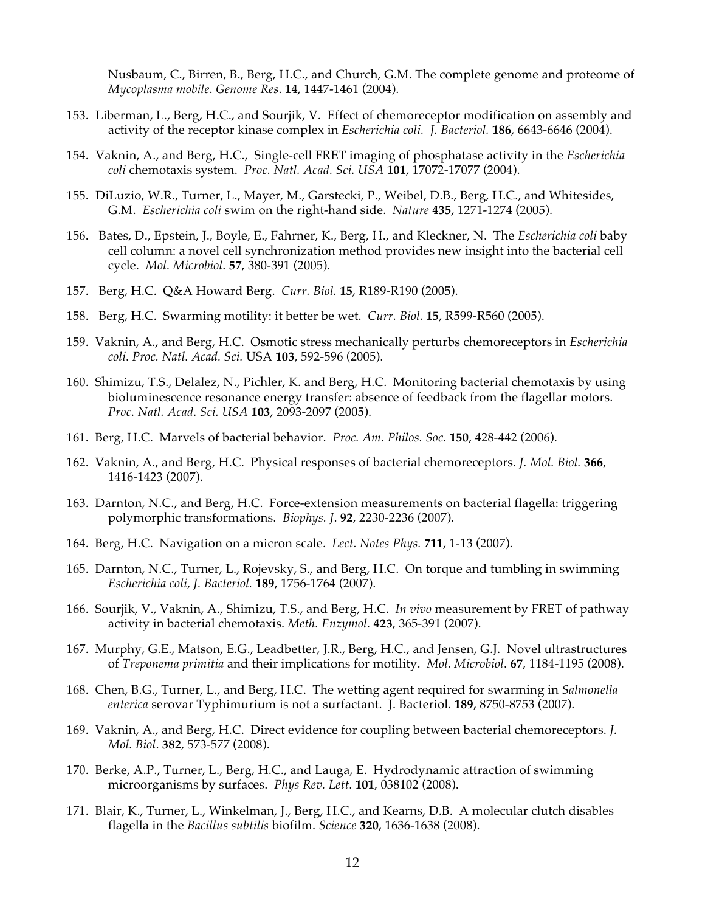Nusbaum, C., Birren, B., Berg, H.C., and Church, G.M. The complete genome and proteome of *Mycoplasma mobile*. *Genome Res*. **14**, 1447-1461 (2004).

153. Liberman, L., Berg, H.C., and Sourjik, V. Effect of chemoreceptor modification on assembly and activity of the receptor kinase complex in *Escherichia coli. J. Bacteriol.* **186**, 6643-6646 (2004).

154. Vaknin, A., and Berg, H.C., Single-cell FRET imaging of phosphatase activity in the *Escherichia coli* chemotaxis system. *Proc. Natl. Acad. Sci. USA* **101**, 17072-17077 (2004).

155. DiLuzio, W.R., Turner, L., Mayer, M., Garstecki, P., Weibel, D.B., Berg, H.C., and Whitesides, G.M. *Escherichia coli* swim on the right-hand side. *Nature* **435**, 1271-1274 (2005).

156. Bates, D., Epstein, J., Boyle, E., Fahrner, K., Berg, H., and Kleckner, N. The *Escherichia coli* baby cell column: a novel cell synchronization method provides new insight into the bacterial cell cycle. *Mol. Microbiol*. **57**, 380-391 (2005).

157. Berg, H.C. Q&A Howard Berg. *Curr. Biol.* **15**, R189-R190 (2005).

158. Berg, H.C. Swarming motility: it better be wet. *Curr. Biol.* **15**, R599-R560 (2005).

159. Vaknin, A., and Berg, H.C. Osmotic stress mechanically perturbs chemoreceptors in *Escherichia coli*. *Proc. Natl. Acad. Sci.* USA **103**, 592-596 (2005).

160. Shimizu, T.S., Delalez, N., Pichler, K. and Berg, H.C. Monitoring bacterial chemotaxis by using bioluminescence resonance energy transfer: absence of feedback from the flagellar motors. *Proc. Natl. Acad. Sci. USA* **103**, 2093-2097 (2005).

161. Berg, H.C. Marvels of bacterial behavior. *Proc. Am. Philos. Soc.* **150**, 428-442 (2006).

162. Vaknin, A., and Berg, H.C. Physical responses of bacterial chemoreceptors. *J. Mol. Biol.* **366**, 1416-1423 (2007).

163. Darnton, N.C., and Berg, H.C. Force-extension measurements on bacterial flagella: triggering polymorphic transformations. *Biophys. J*. **92**, 2230-2236 (2007).

164. Berg, H.C. Navigation on a micron scale. *Lect. Notes Phys.* **711**, 1-13 (2007).

165. Darnton, N.C., Turner, L., Rojevsky, S., and Berg, H.C. On torque and tumbling in swimming *Escherichia coli*, *J. Bacteriol.* **189**, 1756-1764 (2007).

166. Sourjik, V., Vaknin, A., Shimizu, T.S., and Berg, H.C. *In vivo* measurement by FRET of pathway activity in bacterial chemotaxis. *Meth. Enzymol.* **423**, 365-391 (2007).

167. Murphy, G.E., Matson, E.G., Leadbetter, J.R., Berg, H.C., and Jensen, G.J. Novel ultrastructures of *Treponema primitia* and their implications for motility. *Mol. Microbiol*. **67**, 1184-1195 (2008).

168. Chen, B.G., Turner, L., and Berg, H.C. The wetting agent required for swarming in *Salmonella enterica* serovar Typhimurium is not a surfactant. J. Bacteriol. **189**, 8750-8753 (2007).

169. Vaknin, A., and Berg, H.C. Direct evidence for coupling between bacterial chemoreceptors. *J. Mol. Biol*. **382**, 573-577 (2008).

170. Berke, A.P., Turner, L., Berg, H.C., and Lauga, E. Hydrodynamic attraction of swimming microorganisms by surfaces. *Phys Rev. Lett*. **101**, 038102 (2008).

171. Blair, K., Turner, L., Winkelman, J., Berg, H.C., and Kearns, D.B. A molecular clutch disables flagella in the *Bacillus subtilis* biofilm. *Science* **320**, 1636-1638 (2008).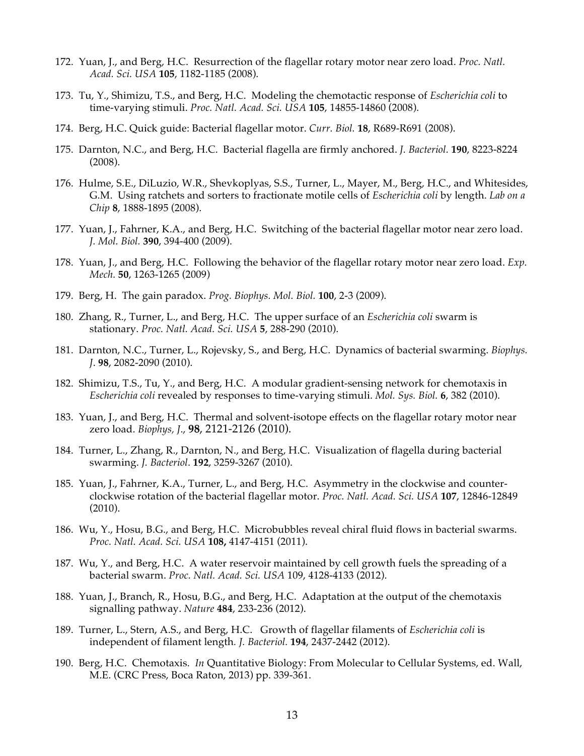172. Yuan, J., and Berg, H.C. Resurrection of the flagellar rotary motor near zero load. *Proc. Natl. Acad. Sci. USA* **105**, 1182-1185 (2008).

173. Tu, Y., Shimizu, T.S., and Berg, H.C. Modeling the chemotactic response of *Escherichia coli* to time-varying stimuli. *Proc. Natl. Acad. Sci. USA* **105**, 14855-14860 (2008).

174. Berg, H.C. Quick guide: Bacterial flagellar motor. *Curr. Biol.* **18**, R689-R691 (2008).

175. Darnton, N.C., and Berg, H.C. Bacterial flagella are firmly anchored. *J. Bacteriol.* **190**, 8223-8224 (2008).

176. Hulme, S.E., DiLuzio, W.R., Shevkoplyas, S.S., Turner, L., Mayer, M., Berg, H.C., and Whitesides, G.M. Using ratchets and sorters to fractionate motile cells of *Escherichia coli* by length. *Lab on a Chip* **8**, 1888-1895 (2008).

177. Yuan, J., Fahrner, K.A., and Berg, H.C. Switching of the bacterial flagellar motor near zero load. *J. Mol. Biol.* **390**, 394-400 (2009).

178. Yuan, J., and Berg, H.C. Following the behavior of the flagellar rotary motor near zero load. *Exp. Mech.* **50**, 1263-1265 (2009)

179. Berg, H. The gain paradox. *Prog. Biophys. Mol. Biol.* **100**, 2-3 (2009).

180. Zhang, R., Turner, L., and Berg, H.C. The upper surface of an *Escherichia coli* swarm is stationary. *Proc. Natl. Acad. Sci. USA* **5**, 288-290 (2010).

181. Darnton, N.C., Turner, L., Rojevsky, S., and Berg, H.C. Dynamics of bacterial swarming. *Biophys. J.* **98**, 2082-2090 (2010).

182. Shimizu, T.S., Tu, Y., and Berg, H.C. A modular gradient-sensing network for chemotaxis in *Escherichia coli* revealed by responses to time-varying stimuli. *Mol. Sys. Biol.* **6**, 382 (2010).

183. Yuan, J., and Berg, H.C. Thermal and solvent-isotope effects on the flagellar rotary motor near zero load. *Biophys, J.*, **98**, 2121-2126 (2010).

184. Turner, L., Zhang, R., Darnton, N., and Berg, H.C. Visualization of flagella during bacterial swarming. *J. Bacteriol*. **192**, 3259-3267 (2010).

185. Yuan, J., Fahrner, K.A., Turner, L., and Berg, H.C. Asymmetry in the clockwise and counter-clockwise rotation of the bacterial flagellar motor. *Proc. Natl. Acad. Sci. USA* **107**, 12846-12849 (2010).

186. Wu, Y., Hosu, B.G., and Berg, H.C. Microbubbles reveal chiral fluid flows in bacterial swarms. *Proc. Natl. Acad. Sci. USA* **108,** 4147-4151 (2011).

187. Wu, Y., and Berg, H.C. A water reservoir maintained by cell growth fuels the spreading of a bacterial swarm. *Proc. Natl. Acad. Sci. USA* 109, 4128-4133 (2012).

188. Yuan, J., Branch, R., Hosu, B.G., and Berg, H.C. Adaptation at the output of the chemotaxis signalling pathway. *Nature* **484**, 233-236 (2012).

189. Turner, L., Stern, A.S., and Berg, H.C. Growth of flagellar filaments of *Escherichia coli* is independent of filament length. *J. Bacteriol.* **194**, 2437-2442 (2012).

190. Berg, H.C. Chemotaxis. *In* Quantitative Biology: From Molecular to Cellular Systems, ed. Wall, M.E. (CRC Press, Boca Raton, 2013) pp. 339-361.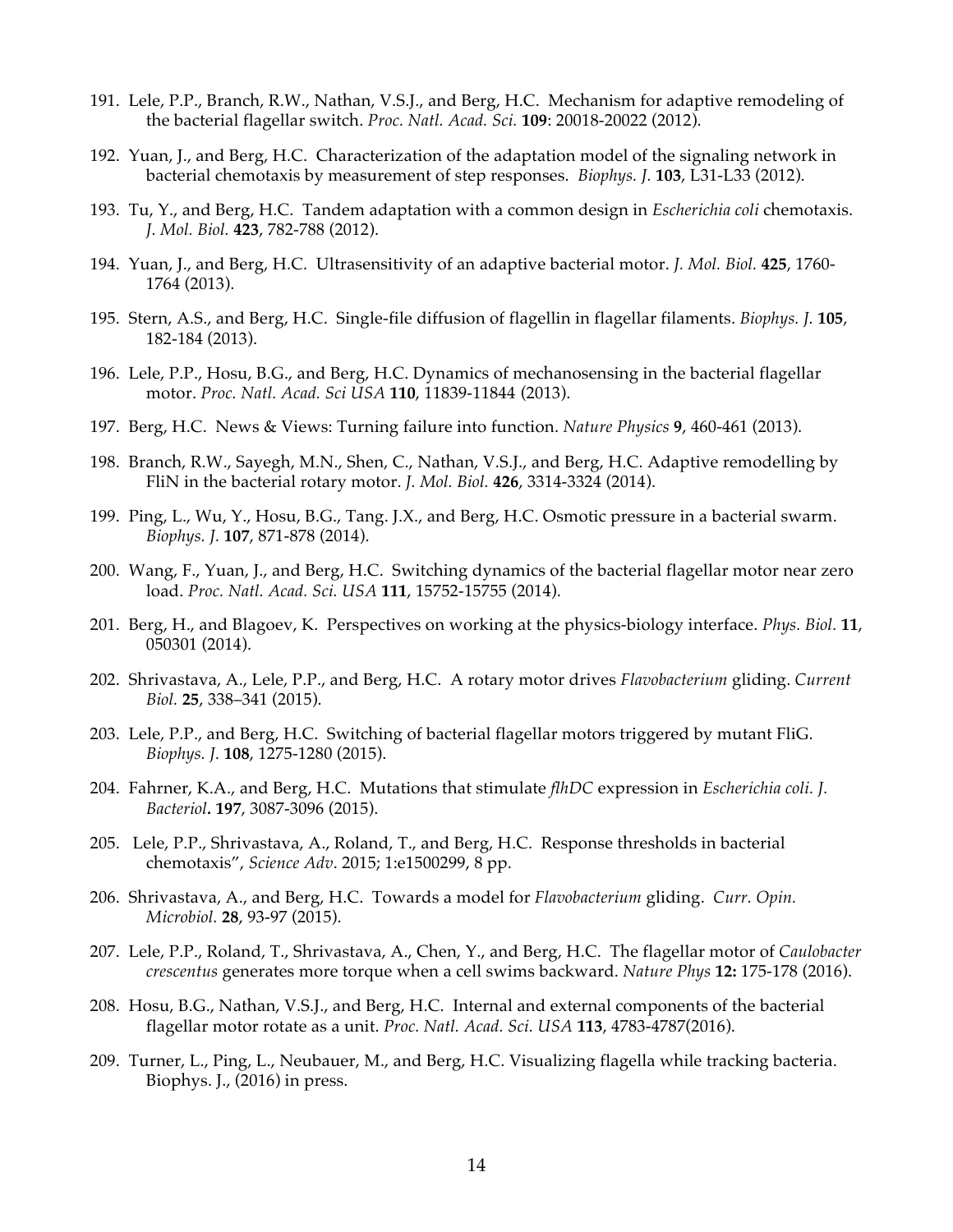191. Lele, P.P., Branch, R.W., Nathan, V.S.J., and Berg, H.C. Mechanism for adaptive remodeling of the bacterial flagellar switch. *Proc. Natl. Acad. Sci.* **109**: 20018-20022 (2012).

192. Yuan, J., and Berg, H.C. Characterization of the adaptation model of the signaling network in bacterial chemotaxis by measurement of step responses. *Biophys. J.* **103**, L31-L33 (2012).

193. Tu, Y., and Berg, H.C. Tandem adaptation with a common design in *Escherichia coli* chemotaxis. *J. Mol. Biol.* **423**, 782-788 (2012).

194. Yuan, J., and Berg, H.C. Ultrasensitivity of an adaptive bacterial motor. *J. Mol. Biol.* **425**, 1760-1764 (2013).

195. Stern, A.S., and Berg, H.C. Single-file diffusion of flagellin in flagellar filaments. *Biophys. J.* **105**, 182-184 (2013).

196. Lele, P.P., Hosu, B.G., and Berg, H.C. Dynamics of mechanosensing in the bacterial flagellar motor. *Proc. Natl. Acad. Sci USA* **110**, 11839-11844 (2013).

197. Berg, H.C. News & Views: Turning failure into function. *Nature Physics* **9**, 460-461 (2013).

198. Branch, R.W., Sayegh, M.N., Shen, C., Nathan, V.S.J., and Berg, H.C. Adaptive remodelling by FliN in the bacterial rotary motor. *J. Mol. Biol.* **426**, 3314-3324 (2014).

199. Ping, L., Wu, Y., Hosu, B.G., Tang. J.X., and Berg, H.C. Osmotic pressure in a bacterial swarm. *Biophys. J.* **107**, 871-878 (2014).

200. Wang, F., Yuan, J., and Berg, H.C. Switching dynamics of the bacterial flagellar motor near zero load. *Proc. Natl. Acad. Sci. USA* **111**, 15752-15755 (2014).

201. Berg, H., and Blagoev, K. Perspectives on working at the physics-biology interface. *Phys. Biol.* **11**, 050301 (2014).

202. Shrivastava, A., Lele, P.P., and Berg, H.C. A rotary motor drives *Flavobacterium* gliding. *Current Biol.* **25**, 338–341 (2015).

203. Lele, P.P., and Berg, H.C. Switching of bacterial flagellar motors triggered by mutant FliG. *Biophys. J.* **108**, 1275-1280 (2015).

204. Fahrner, K.A., and Berg, H.C. Mutations that stimulate *flhDC* expression in *Escherichia coli. J. Bacteriol***.** **197**, 3087-3096 (2015).

205. Lele, P.P., Shrivastava, A., Roland, T., and Berg, H.C. Response thresholds in bacterial chemotaxis", *Science Adv*. 2015; 1:e1500299, 8 pp.

206. Shrivastava, A., and Berg, H.C. Towards a model for *Flavobacterium* gliding. *Curr. Opin. Microbiol.* **28**, 93-97 (2015).

207. Lele, P.P., Roland, T., Shrivastava, A., Chen, Y., and Berg, H.C. The flagellar motor of *Caulobacter crescentus* generates more torque when a cell swims backward. *Nature Phys* **12:** 175-178 (2016).

208. Hosu, B.G., Nathan, V.S.J., and Berg, H.C. Internal and external components of the bacterial flagellar motor rotate as a unit. *Proc. Natl. Acad. Sci. USA* **113**, 4783-4787(2016).

209. Turner, L., Ping, L., Neubauer, M., and Berg, H.C. Visualizing flagella while tracking bacteria. Biophys. J., (2016) in press.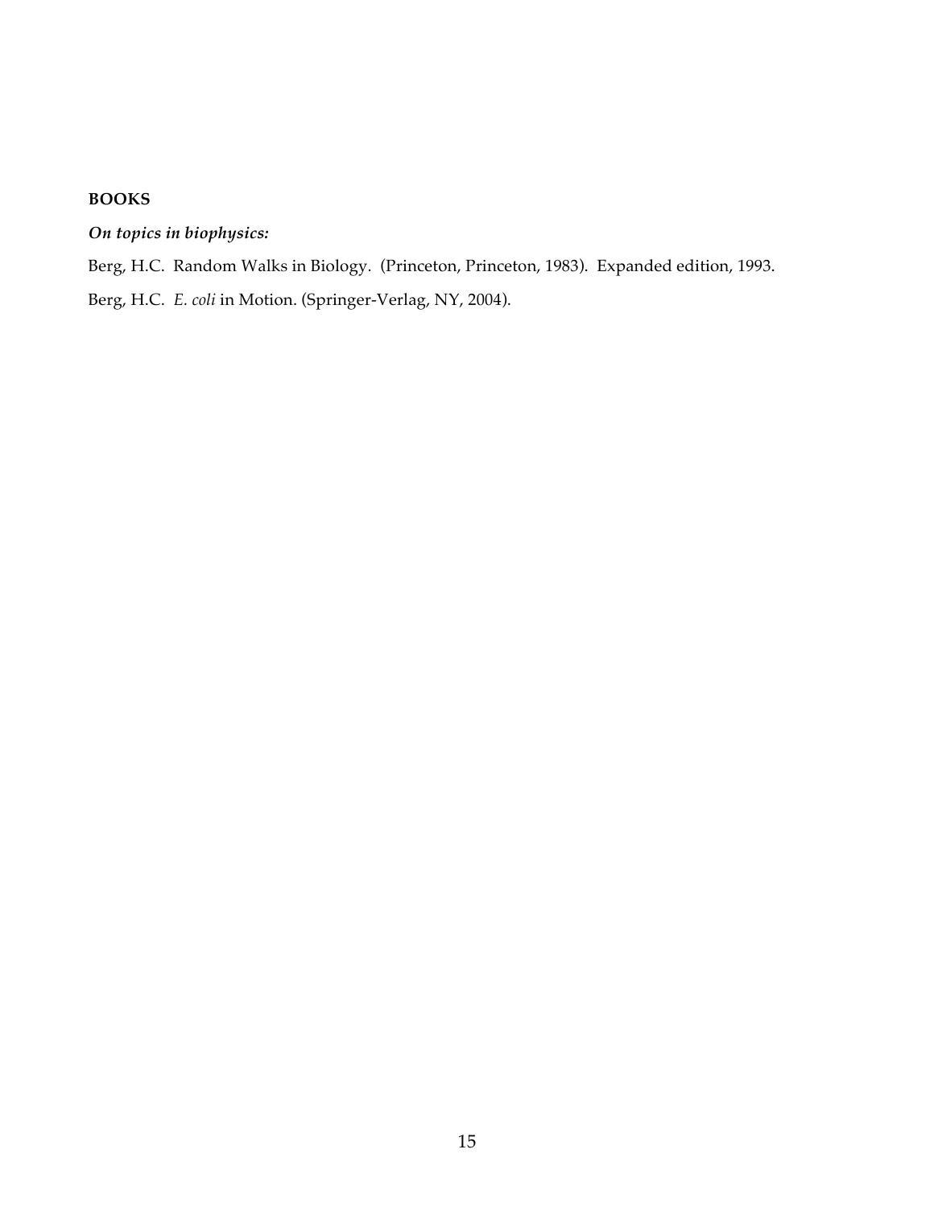**BOOKS**

***On topics in biophysics:***

Berg, H.C. Random Walks in Biology. (Princeton, Princeton, 1983). Expanded edition, 1993.

Berg, H.C. *E. coli* in Motion. (Springer-Verlag, NY, 2004).